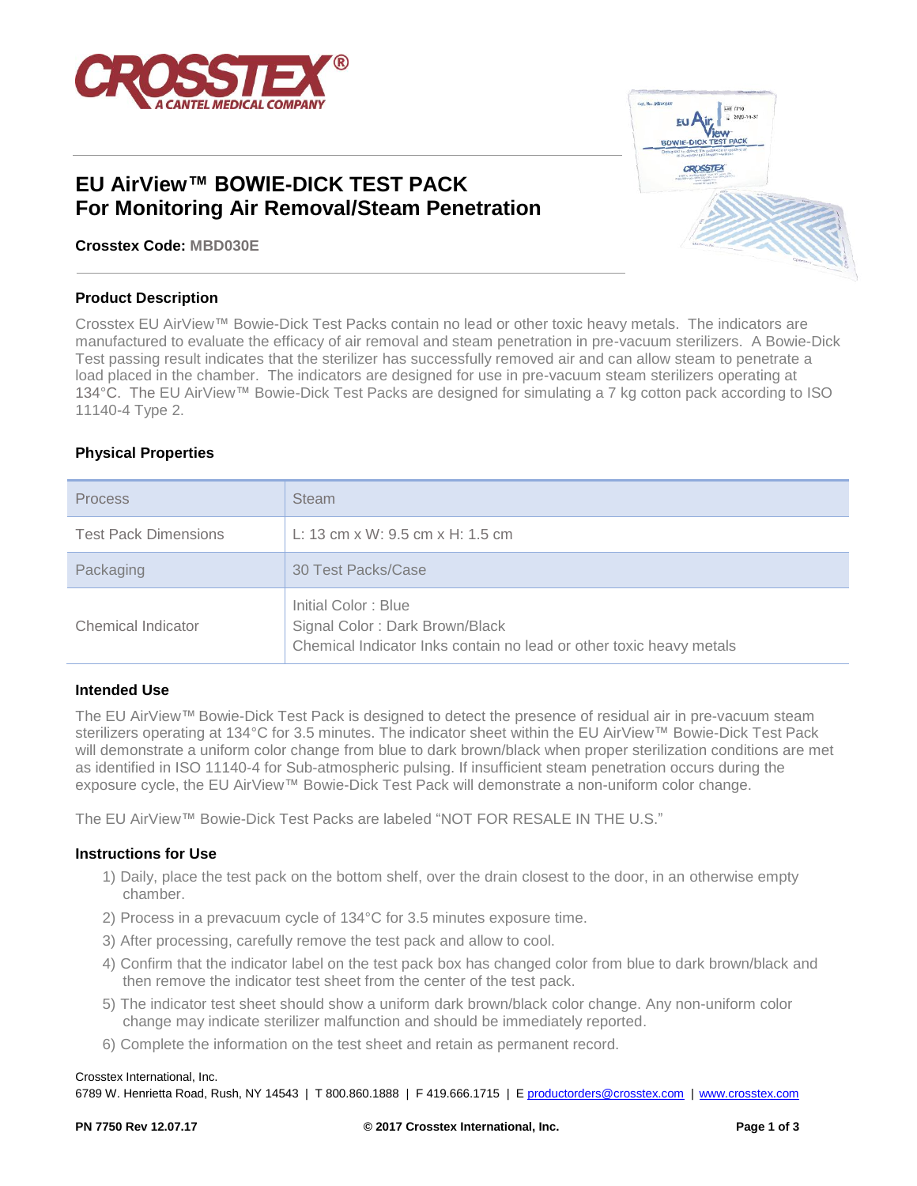# EU AirView™ BOWIE-DICK TEST PACK
# For Monitoring Air Removal/Steam Penetration

**Crosstex Code: MBD030E**

## Product Description

Crosstex EU AirView™ Bowie-Dick Test Packs contain no lead or other toxic heavy metals. The indicators are manufactured to evaluate the efficacy of air removal and steam penetration in pre-vacuum sterilizers. A Bowie-Dick Test passing result indicates that the sterilizer has successfully removed air and can allow steam to penetrate a load placed in the chamber. The indicators are designed for use in pre-vacuum steam sterilizers operating at 134°C. The EU AirView™ Bowie-Dick Test Packs are designed for simulating a 7 kg cotton pack according to ISO 11140-4 Type 2.

## Physical Properties

| Process | Steam |
|---|---|
| Test Pack Dimensions | L: 13 cm x W: 9.5 cm x H: 1.5 cm |
| Packaging | 30 Test Packs/Case |
| Chemical Indicator | Initial Color : Blue<br>Signal Color : Dark Brown/Black<br>Chemical Indicator Inks contain no lead or other toxic heavy metals |

## Intended Use

The EU AirView™ Bowie-Dick Test Pack is designed to detect the presence of residual air in pre-vacuum steam sterilizers operating at 134°C for 3.5 minutes. The indicator sheet within the EU AirView™ Bowie-Dick Test Pack will demonstrate a uniform color change from blue to dark brown/black when proper sterilization conditions are met as identified in ISO 11140-4 for Sub-atmospheric pulsing. If insufficient steam penetration occurs during the exposure cycle, the EU AirView™ Bowie-Dick Test Pack will demonstrate a non-uniform color change.

The EU AirView™ Bowie-Dick Test Packs are labeled "NOT FOR RESALE IN THE U.S."

## Instructions for Use

1) Daily, place the test pack on the bottom shelf, over the drain closest to the door, in an otherwise empty chamber.
2) Process in a prevacuum cycle of 134°C for 3.5 minutes exposure time.
3) After processing, carefully remove the test pack and allow to cool.
4) Confirm that the indicator label on the test pack box has changed color from blue to dark brown/black and then remove the indicator test sheet from the center of the test pack.
5) The indicator test sheet should show a uniform dark brown/black color change. Any non-uniform color change may indicate sterilizer malfunction and should be immediately reported.
6) Complete the information on the test sheet and retain as permanent record.

Crosstex International, Inc.
6789 W. Henrietta Road, Rush, NY 14543 | T 800.860.1888 | F 419.666.1715 | E productorders@crosstex.com | www.crosstex.com

PN 7750 Rev 12.07.17 © 2017 Crosstex International, Inc.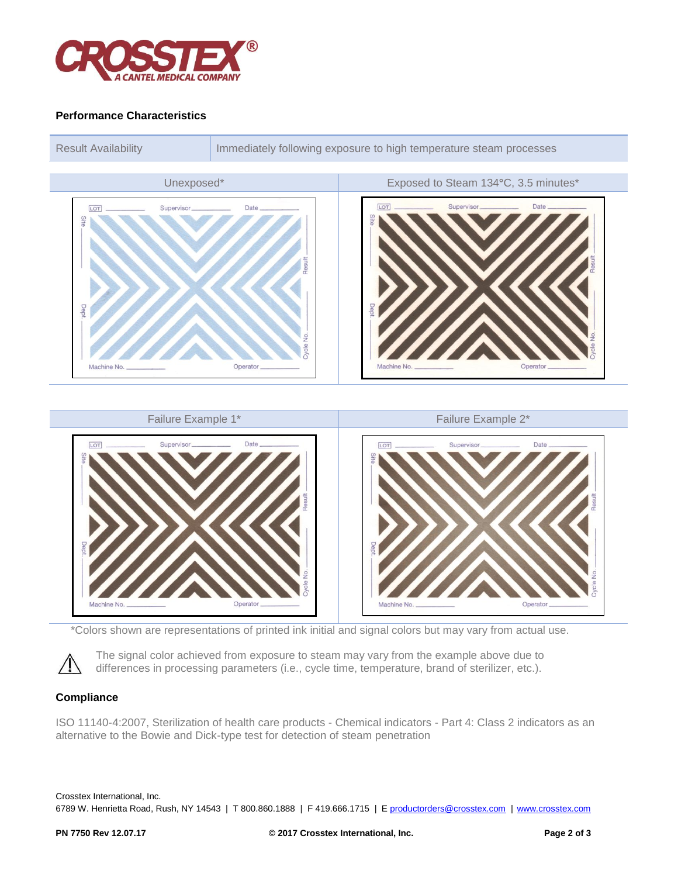## Performance Characteristics

| Result Availability | Immediately following exposure to high temperature steam processes |
|---|---|

| Unexposed* | Exposed to Steam 134°C, 3.5 minutes* |
|---|---|
| LOT Supervisor Date Site Result Dept. Cycle No. Machine No. Operator | LOT Supervisor Date Site Result Dept. Cycle No. Machine No. Operator |

| Failure Example 1* | Failure Example 2* |
|---|---|
| LOT Supervisor Date Site Result Dept. Cycle No. Machine No. Operator | LOT Supervisor Date Site Result Dept. Cycle No. Machine No. Operator |

*Colors shown are representations of printed ink initial and signal colors but may vary from actual use.

⚠ The signal color achieved from exposure to steam may vary from the example above due to differences in processing parameters (i.e., cycle time, temperature, brand of sterilizer, etc.).

## Compliance

ISO 11140-4:2007, Sterilization of health care products - Chemical indicators - Part 4: Class 2 indicators as an alternative to the Bowie and Dick-type test for detection of steam penetration

Crosstex International, Inc.
6789 W. Henrietta Road, Rush, NY 14543 | T 800.860.1888 | F 419.666.1715 | E productorders@crosstex.com | www.crosstex.com

PN 7750 Rev 12.07.17 © 2017 Crosstex International, Inc.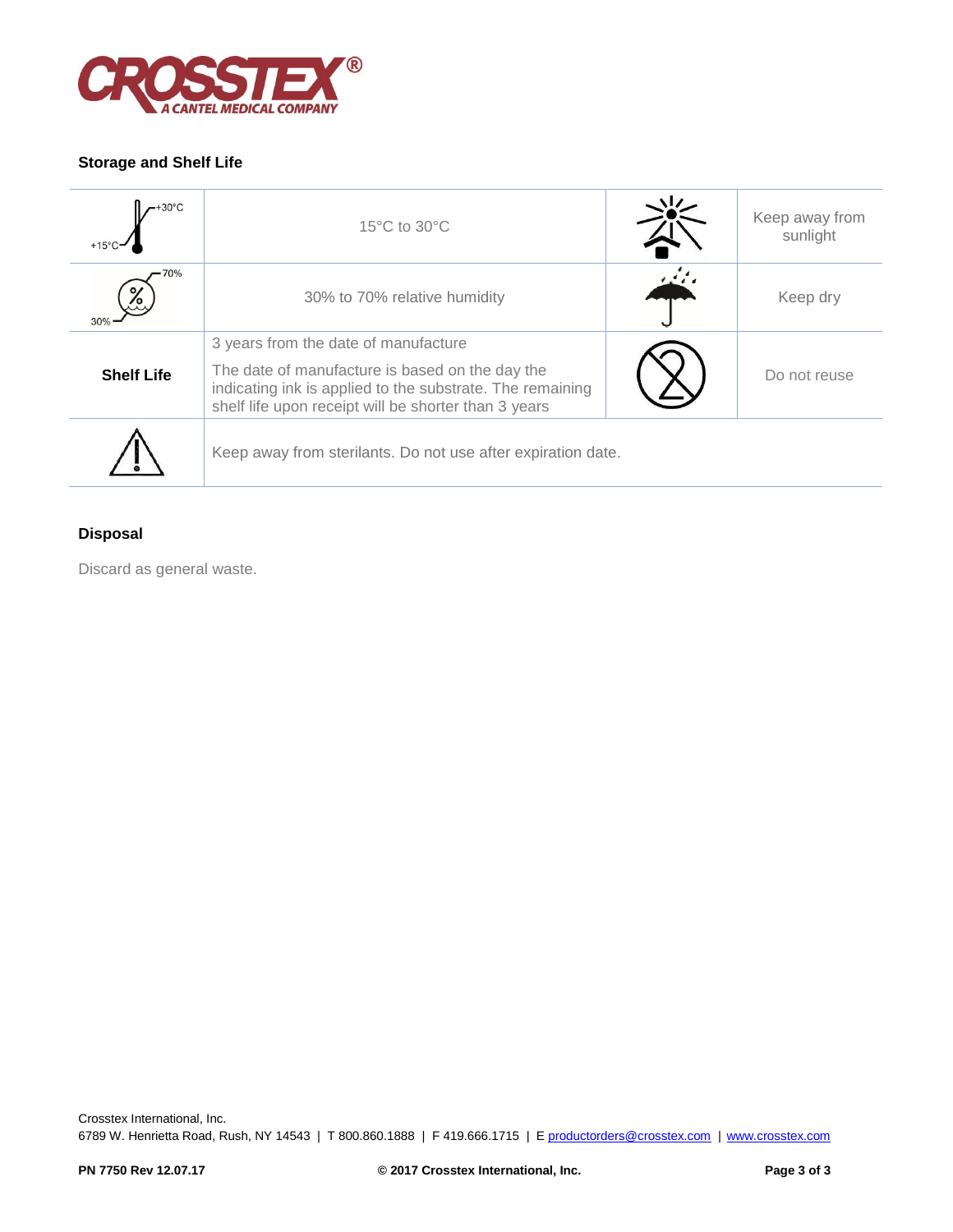## Storage and Shelf Life

| | | | |
|---|---|---|---|
| +15°C / +30°C | 15°C to 30°C | | Keep away from sunlight |
| 30% / 70% | 30% to 70% relative humidity | | Keep dry |
| **Shelf Life** | 3 years from the date of manufacture<br><br>The date of manufacture is based on the day the indicating ink is applied to the substrate. The remaining shelf life upon receipt will be shorter than 3 years | | Do not reuse |
| | Keep away from sterilants. Do not use after expiration date. | | |

## Disposal

Discard as general waste.

Crosstex International, Inc.
6789 W. Henrietta Road, Rush, NY 14543 | T 800.860.1888 | F 419.666.1715 | E productorders@crosstex.com | www.crosstex.com

**PN 7750 Rev 12.07.17** **© 2017 Crosstex International, Inc.**